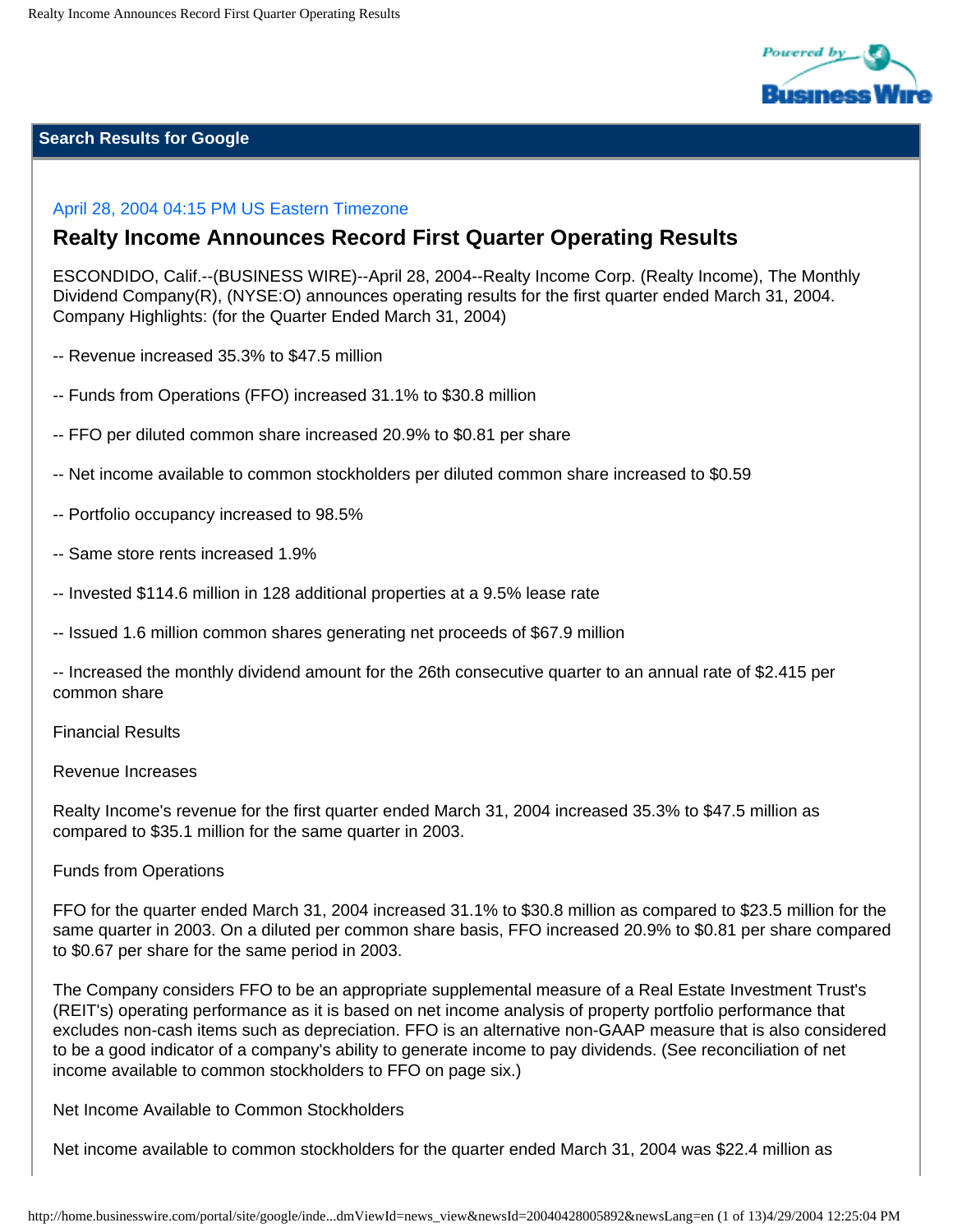April 28, 2004 04:15 PM US Eastern Timezone

## Realty Income Announces Record First Quarter Operating Results

ESCONDIDO, Calif.--(BUSINESS WIRE)--April 28, 2004--Realty Income Corp. (Realty Income), The Monthly Dividend Company(R), (NYSE:O) announces operating results for the first quarter ended March 31, 2004. Company Highlights: (for the Quarter Ended March 31, 2004)

-- Revenue increased 35.3% to $47.5 million

-- Funds from Operations (FFO) increased 31.1% to $30.8 million

-- FFO per diluted common share increased 20.9% to $0.81 per share

-- Net income available to common stockholders per diluted common share increased to $0.59

-- Portfolio occupancy increased to 98.5%

-- Same store rents increased 1.9%

-- Invested $114.6 million in 128 additional properties at a 9.5% lease rate

-- Issued 1.6 million common shares generating net proceeds of $67.9 million

-- Increased the monthly dividend amount for the 26th consecutive quarter to an annual rate of $2.415 per common share

Financial Results

Revenue Increases

Realty Income's revenue for the first quarter ended March 31, 2004 increased 35.3% to $47.5 million as compared to $35.1 million for the same quarter in 2003.

Funds from Operations

FFO for the quarter ended March 31, 2004 increased 31.1% to $30.8 million as compared to $23.5 million for the same quarter in 2003. On a diluted per common share basis, FFO increased 20.9% to $0.81 per share compared to $0.67 per share for the same period in 2003.

The Company considers FFO to be an appropriate supplemental measure of a Real Estate Investment Trust's (REIT's) operating performance as it is based on net income analysis of property portfolio performance that excludes non-cash items such as depreciation. FFO is an alternative non-GAAP measure that is also considered to be a good indicator of a company's ability to generate income to pay dividends. (See reconciliation of net income available to common stockholders to FFO on page six.)

Net Income Available to Common Stockholders

Net income available to common stockholders for the quarter ended March 31, 2004 was $22.4 million as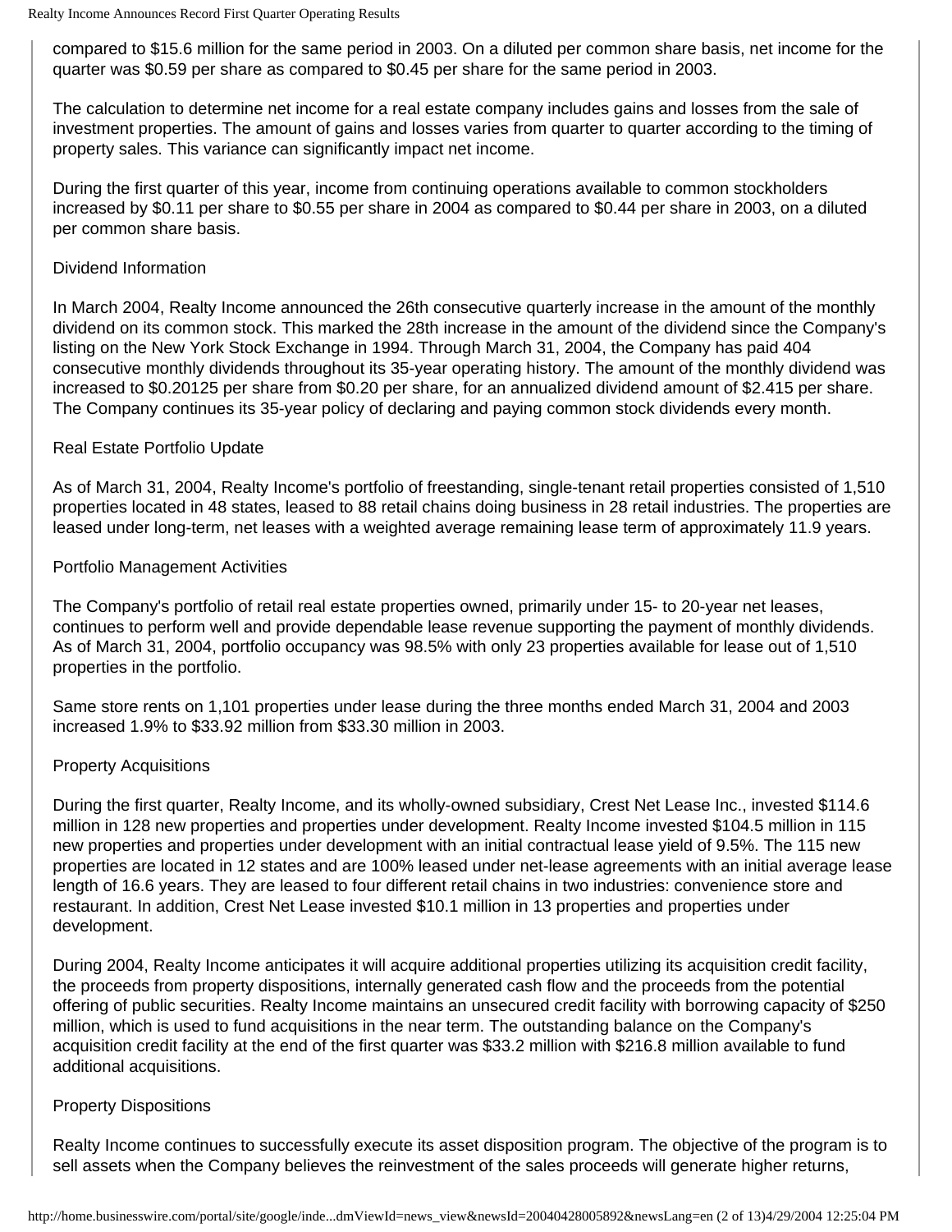compared to $15.6 million for the same period in 2003. On a diluted per common share basis, net income for the quarter was $0.59 per share as compared to $0.45 per share for the same period in 2003.

The calculation to determine net income for a real estate company includes gains and losses from the sale of investment properties. The amount of gains and losses varies from quarter to quarter according to the timing of property sales. This variance can significantly impact net income.

During the first quarter of this year, income from continuing operations available to common stockholders increased by $0.11 per share to $0.55 per share in 2004 as compared to $0.44 per share in 2003, on a diluted per common share basis.

## Dividend Information

In March 2004, Realty Income announced the 26th consecutive quarterly increase in the amount of the monthly dividend on its common stock. This marked the 28th increase in the amount of the dividend since the Company's listing on the New York Stock Exchange in 1994. Through March 31, 2004, the Company has paid 404 consecutive monthly dividends throughout its 35-year operating history. The amount of the monthly dividend was increased to $0.20125 per share from $0.20 per share, for an annualized dividend amount of $2.415 per share. The Company continues its 35-year policy of declaring and paying common stock dividends every month.

## Real Estate Portfolio Update

As of March 31, 2004, Realty Income's portfolio of freestanding, single-tenant retail properties consisted of 1,510 properties located in 48 states, leased to 88 retail chains doing business in 28 retail industries. The properties are leased under long-term, net leases with a weighted average remaining lease term of approximately 11.9 years.

## Portfolio Management Activities

The Company's portfolio of retail real estate properties owned, primarily under 15- to 20-year net leases, continues to perform well and provide dependable lease revenue supporting the payment of monthly dividends. As of March 31, 2004, portfolio occupancy was 98.5% with only 23 properties available for lease out of 1,510 properties in the portfolio.

Same store rents on 1,101 properties under lease during the three months ended March 31, 2004 and 2003 increased 1.9% to $33.92 million from $33.30 million in 2003.

## Property Acquisitions

During the first quarter, Realty Income, and its wholly-owned subsidiary, Crest Net Lease Inc., invested $114.6 million in 128 new properties and properties under development. Realty Income invested $104.5 million in 115 new properties and properties under development with an initial contractual lease yield of 9.5%. The 115 new properties are located in 12 states and are 100% leased under net-lease agreements with an initial average lease length of 16.6 years. They are leased to four different retail chains in two industries: convenience store and restaurant. In addition, Crest Net Lease invested $10.1 million in 13 properties and properties under development.

During 2004, Realty Income anticipates it will acquire additional properties utilizing its acquisition credit facility, the proceeds from property dispositions, internally generated cash flow and the proceeds from the potential offering of public securities. Realty Income maintains an unsecured credit facility with borrowing capacity of $250 million, which is used to fund acquisitions in the near term. The outstanding balance on the Company's acquisition credit facility at the end of the first quarter was $33.2 million with $216.8 million available to fund additional acquisitions.

## Property Dispositions

Realty Income continues to successfully execute its asset disposition program. The objective of the program is to sell assets when the Company believes the reinvestment of the sales proceeds will generate higher returns,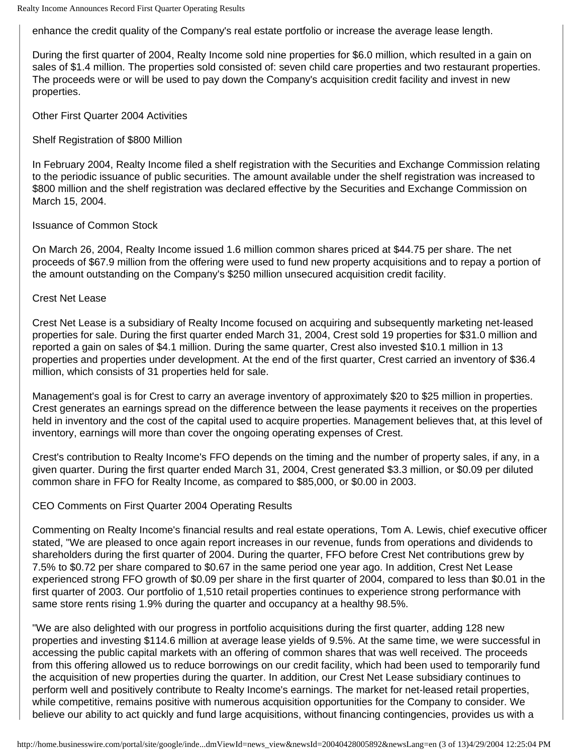enhance the credit quality of the Company's real estate portfolio or increase the average lease length.

During the first quarter of 2004, Realty Income sold nine properties for $6.0 million, which resulted in a gain on sales of $1.4 million. The properties sold consisted of: seven child care properties and two restaurant properties. The proceeds were or will be used to pay down the Company's acquisition credit facility and invest in new properties.

## Other First Quarter 2004 Activities

### Shelf Registration of $800 Million

In February 2004, Realty Income filed a shelf registration with the Securities and Exchange Commission relating to the periodic issuance of public securities. The amount available under the shelf registration was increased to $800 million and the shelf registration was declared effective by the Securities and Exchange Commission on March 15, 2004.

### Issuance of Common Stock

On March 26, 2004, Realty Income issued 1.6 million common shares priced at $44.75 per share. The net proceeds of $67.9 million from the offering were used to fund new property acquisitions and to repay a portion of the amount outstanding on the Company's $250 million unsecured acquisition credit facility.

### Crest Net Lease

Crest Net Lease is a subsidiary of Realty Income focused on acquiring and subsequently marketing net-leased properties for sale. During the first quarter ended March 31, 2004, Crest sold 19 properties for $31.0 million and reported a gain on sales of $4.1 million. During the same quarter, Crest also invested $10.1 million in 13 properties and properties under development. At the end of the first quarter, Crest carried an inventory of $36.4 million, which consists of 31 properties held for sale.

Management's goal is for Crest to carry an average inventory of approximately $20 to $25 million in properties. Crest generates an earnings spread on the difference between the lease payments it receives on the properties held in inventory and the cost of the capital used to acquire properties. Management believes that, at this level of inventory, earnings will more than cover the ongoing operating expenses of Crest.

Crest's contribution to Realty Income's FFO depends on the timing and the number of property sales, if any, in a given quarter. During the first quarter ended March 31, 2004, Crest generated $3.3 million, or $0.09 per diluted common share in FFO for Realty Income, as compared to $85,000, or $0.00 in 2003.

## CEO Comments on First Quarter 2004 Operating Results

Commenting on Realty Income's financial results and real estate operations, Tom A. Lewis, chief executive officer stated, "We are pleased to once again report increases in our revenue, funds from operations and dividends to shareholders during the first quarter of 2004. During the quarter, FFO before Crest Net contributions grew by 7.5% to $0.72 per share compared to $0.67 in the same period one year ago. In addition, Crest Net Lease experienced strong FFO growth of $0.09 per share in the first quarter of 2004, compared to less than $0.01 in the first quarter of 2003. Our portfolio of 1,510 retail properties continues to experience strong performance with same store rents rising 1.9% during the quarter and occupancy at a healthy 98.5%.

"We are also delighted with our progress in portfolio acquisitions during the first quarter, adding 128 new properties and investing $114.6 million at average lease yields of 9.5%. At the same time, we were successful in accessing the public capital markets with an offering of common shares that was well received. The proceeds from this offering allowed us to reduce borrowings on our credit facility, which had been used to temporarily fund the acquisition of new properties during the quarter. In addition, our Crest Net Lease subsidiary continues to perform well and positively contribute to Realty Income's earnings. The market for net-leased retail properties, while competitive, remains positive with numerous acquisition opportunities for the Company to consider. We believe our ability to act quickly and fund large acquisitions, without financing contingencies, provides us with a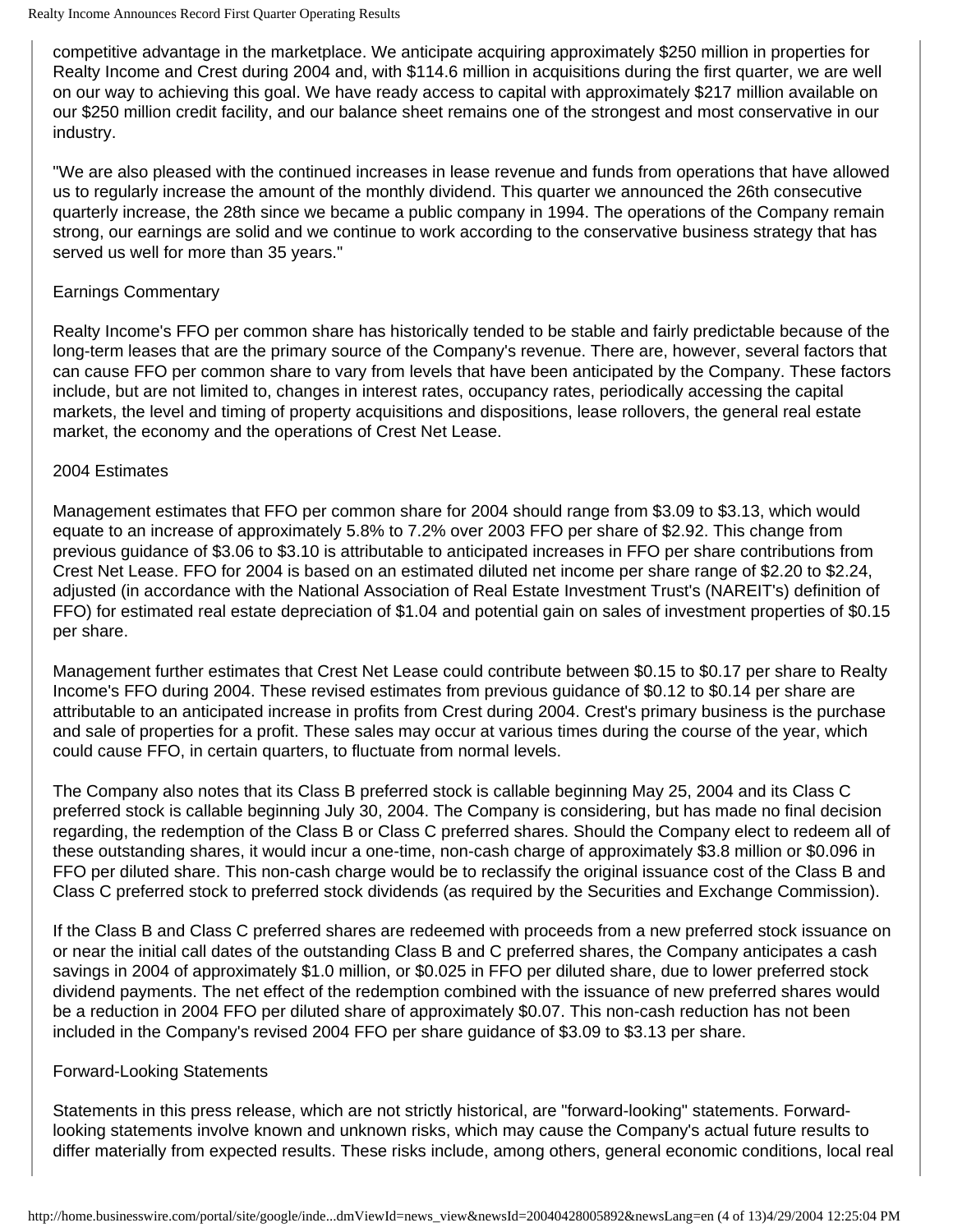competitive advantage in the marketplace. We anticipate acquiring approximately $250 million in properties for Realty Income and Crest during 2004 and, with $114.6 million in acquisitions during the first quarter, we are well on our way to achieving this goal. We have ready access to capital with approximately $217 million available on our $250 million credit facility, and our balance sheet remains one of the strongest and most conservative in our industry.

"We are also pleased with the continued increases in lease revenue and funds from operations that have allowed us to regularly increase the amount of the monthly dividend. This quarter we announced the 26th consecutive quarterly increase, the 28th since we became a public company in 1994. The operations of the Company remain strong, our earnings are solid and we continue to work according to the conservative business strategy that has served us well for more than 35 years."

## Earnings Commentary

Realty Income's FFO per common share has historically tended to be stable and fairly predictable because of the long-term leases that are the primary source of the Company's revenue. There are, however, several factors that can cause FFO per common share to vary from levels that have been anticipated by the Company. These factors include, but are not limited to, changes in interest rates, occupancy rates, periodically accessing the capital markets, the level and timing of property acquisitions and dispositions, lease rollovers, the general real estate market, the economy and the operations of Crest Net Lease.

## 2004 Estimates

Management estimates that FFO per common share for 2004 should range from $3.09 to $3.13, which would equate to an increase of approximately 5.8% to 7.2% over 2003 FFO per share of $2.92. This change from previous guidance of $3.06 to $3.10 is attributable to anticipated increases in FFO per share contributions from Crest Net Lease. FFO for 2004 is based on an estimated diluted net income per share range of $2.20 to $2.24, adjusted (in accordance with the National Association of Real Estate Investment Trust's (NAREIT's) definition of FFO) for estimated real estate depreciation of $1.04 and potential gain on sales of investment properties of $0.15 per share.

Management further estimates that Crest Net Lease could contribute between $0.15 to $0.17 per share to Realty Income's FFO during 2004. These revised estimates from previous guidance of $0.12 to $0.14 per share are attributable to an anticipated increase in profits from Crest during 2004. Crest's primary business is the purchase and sale of properties for a profit. These sales may occur at various times during the course of the year, which could cause FFO, in certain quarters, to fluctuate from normal levels.

The Company also notes that its Class B preferred stock is callable beginning May 25, 2004 and its Class C preferred stock is callable beginning July 30, 2004. The Company is considering, but has made no final decision regarding, the redemption of the Class B or Class C preferred shares. Should the Company elect to redeem all of these outstanding shares, it would incur a one-time, non-cash charge of approximately $3.8 million or $0.096 in FFO per diluted share. This non-cash charge would be to reclassify the original issuance cost of the Class B and Class C preferred stock to preferred stock dividends (as required by the Securities and Exchange Commission).

If the Class B and Class C preferred shares are redeemed with proceeds from a new preferred stock issuance on or near the initial call dates of the outstanding Class B and C preferred shares, the Company anticipates a cash savings in 2004 of approximately $1.0 million, or $0.025 in FFO per diluted share, due to lower preferred stock dividend payments. The net effect of the redemption combined with the issuance of new preferred shares would be a reduction in 2004 FFO per diluted share of approximately $0.07. This non-cash reduction has not been included in the Company's revised 2004 FFO per share guidance of $3.09 to $3.13 per share.

## Forward-Looking Statements

Statements in this press release, which are not strictly historical, are "forward-looking" statements. Forward-looking statements involve known and unknown risks, which may cause the Company's actual future results to differ materially from expected results. These risks include, among others, general economic conditions, local real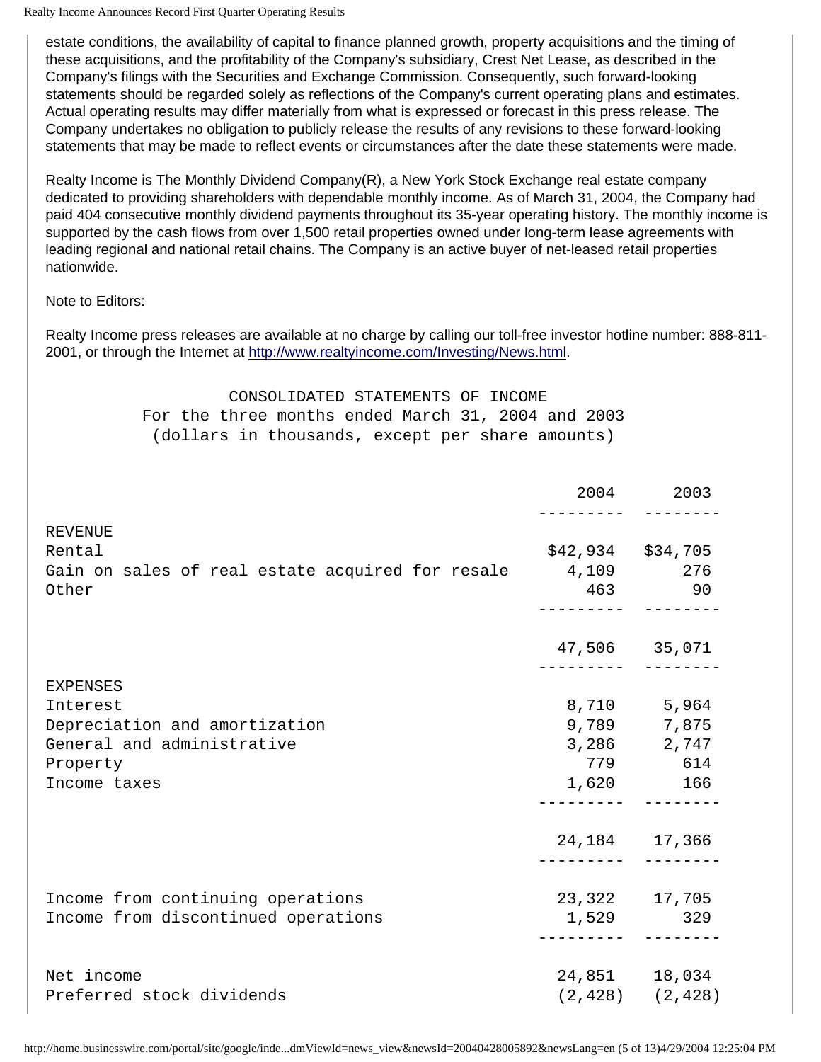estate conditions, the availability of capital to finance planned growth, property acquisitions and the timing of these acquisitions, and the profitability of the Company's subsidiary, Crest Net Lease, as described in the Company's filings with the Securities and Exchange Commission. Consequently, such forward-looking statements should be regarded solely as reflections of the Company's current operating plans and estimates. Actual operating results may differ materially from what is expressed or forecast in this press release. The Company undertakes no obligation to publicly release the results of any revisions to these forward-looking statements that may be made to reflect events or circumstances after the date these statements were made.

Realty Income is The Monthly Dividend Company(R), a New York Stock Exchange real estate company dedicated to providing shareholders with dependable monthly income. As of March 31, 2004, the Company had paid 404 consecutive monthly dividend payments throughout its 35-year operating history. The monthly income is supported by the cash flows from over 1,500 retail properties owned under long-term lease agreements with leading regional and national retail chains. The Company is an active buyer of net-leased retail properties nationwide.

Note to Editors:

Realty Income press releases are available at no charge by calling our toll-free investor hotline number: 888-811-2001, or through the Internet at http://www.realtyincome.com/Investing/News.html.

CONSOLIDATED STATEMENTS OF INCOME
For the three months ended March 31, 2004 and 2003
(dollars in thousands, except per share amounts)

| | 2004 | 2003 |
|---|---|---|
| REVENUE | | |
| Rental | $42,934 | $34,705 |
| Gain on sales of real estate acquired for resale | 4,109 | 276 |
| Other | 463 | 90 |
| | 47,506 | 35,071 |
| EXPENSES | | |
| Interest | 8,710 | 5,964 |
| Depreciation and amortization | 9,789 | 7,875 |
| General and administrative | 3,286 | 2,747 |
| Property | 779 | 614 |
| Income taxes | 1,620 | 166 |
| | 24,184 | 17,366 |
| Income from continuing operations | 23,322 | 17,705 |
| Income from discontinued operations | 1,529 | 329 |
| Net income | 24,851 | 18,034 |
| Preferred stock dividends | (2,428) | (2,428) |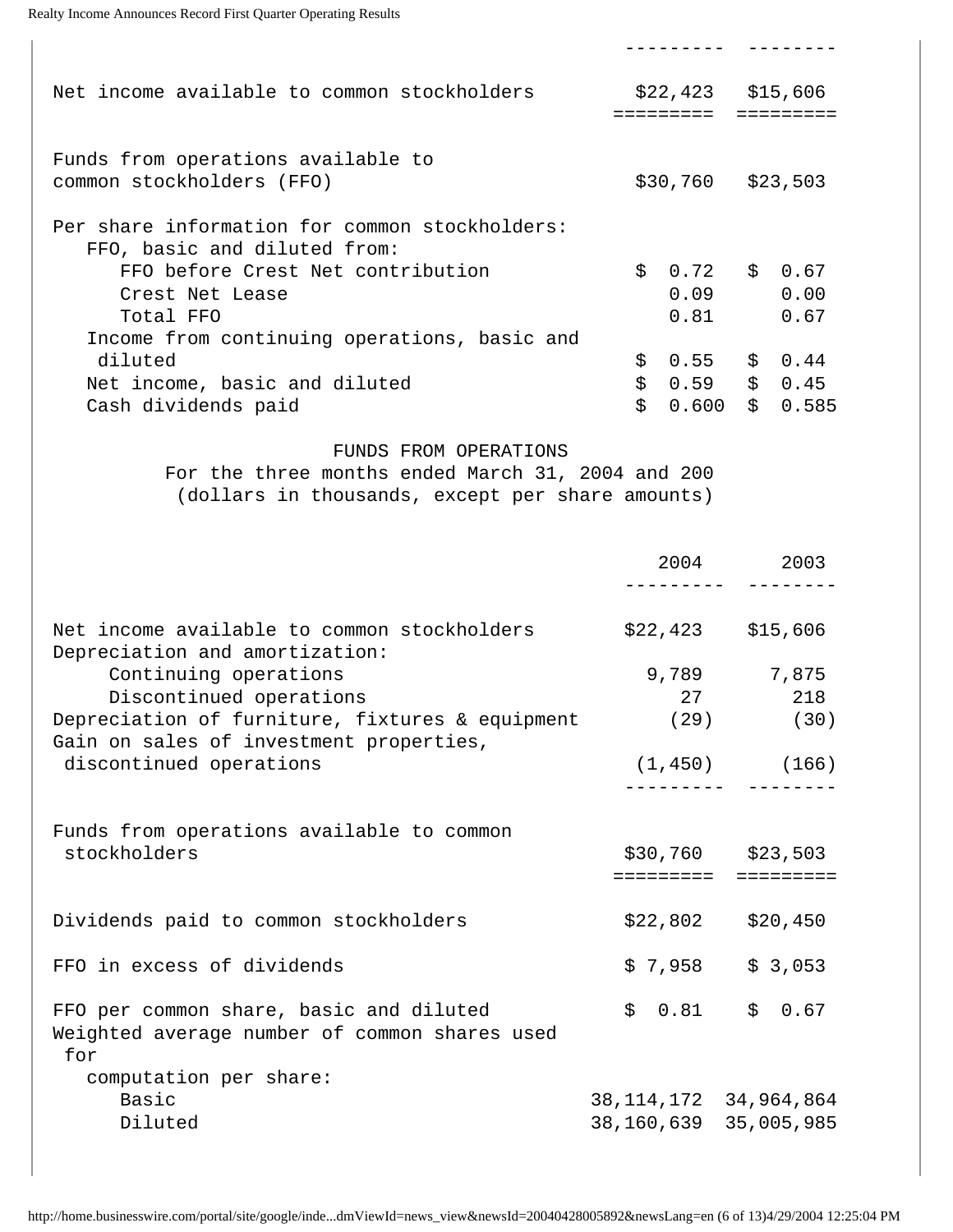| | | |
|---|---|---|
| Net income available to common stockholders | $22,423 | $15,606 |
| Funds from operations available to common stockholders (FFO) | $30,760 | $23,503 |
| Per share information for common stockholders: | | |
| FFO, basic and diluted from: | | |
| FFO before Crest Net contribution | $ 0.72 | $ 0.67 |
| Crest Net Lease | 0.09 | 0.00 |
| Total FFO | 0.81 | 0.67 |
| Income from continuing operations, basic and diluted | $ 0.55 | $ 0.44 |
| Net income, basic and diluted | $ 0.59 | $ 0.45 |
| Cash dividends paid | $ 0.600 | $ 0.585 |

FUNDS FROM OPERATIONS

For the three months ended March 31, 2004 and 200

(dollars in thousands, except per share amounts)

| | 2004 | 2003 |
|---|---|---|
| Net income available to common stockholders | $22,423 | $15,606 |
| Depreciation and amortization: | | |
| Continuing operations | 9,789 | 7,875 |
| Discontinued operations | 27 | 218 |
| Depreciation of furniture, fixtures & equipment | (29) | (30) |
| Gain on sales of investment properties, discontinued operations | (1,450) | (166) |
| Funds from operations available to common stockholders | $30,760 | $23,503 |
| Dividends paid to common stockholders | $22,802 | $20,450 |
| FFO in excess of dividends | $ 7,958 | $ 3,053 |
| FFO per common share, basic and diluted | $ 0.81 | $ 0.67 |
| Weighted average number of common shares used for computation per share: | | |
| Basic | 38,114,172 | 34,964,864 |
| Diluted | 38,160,639 | 35,005,985 |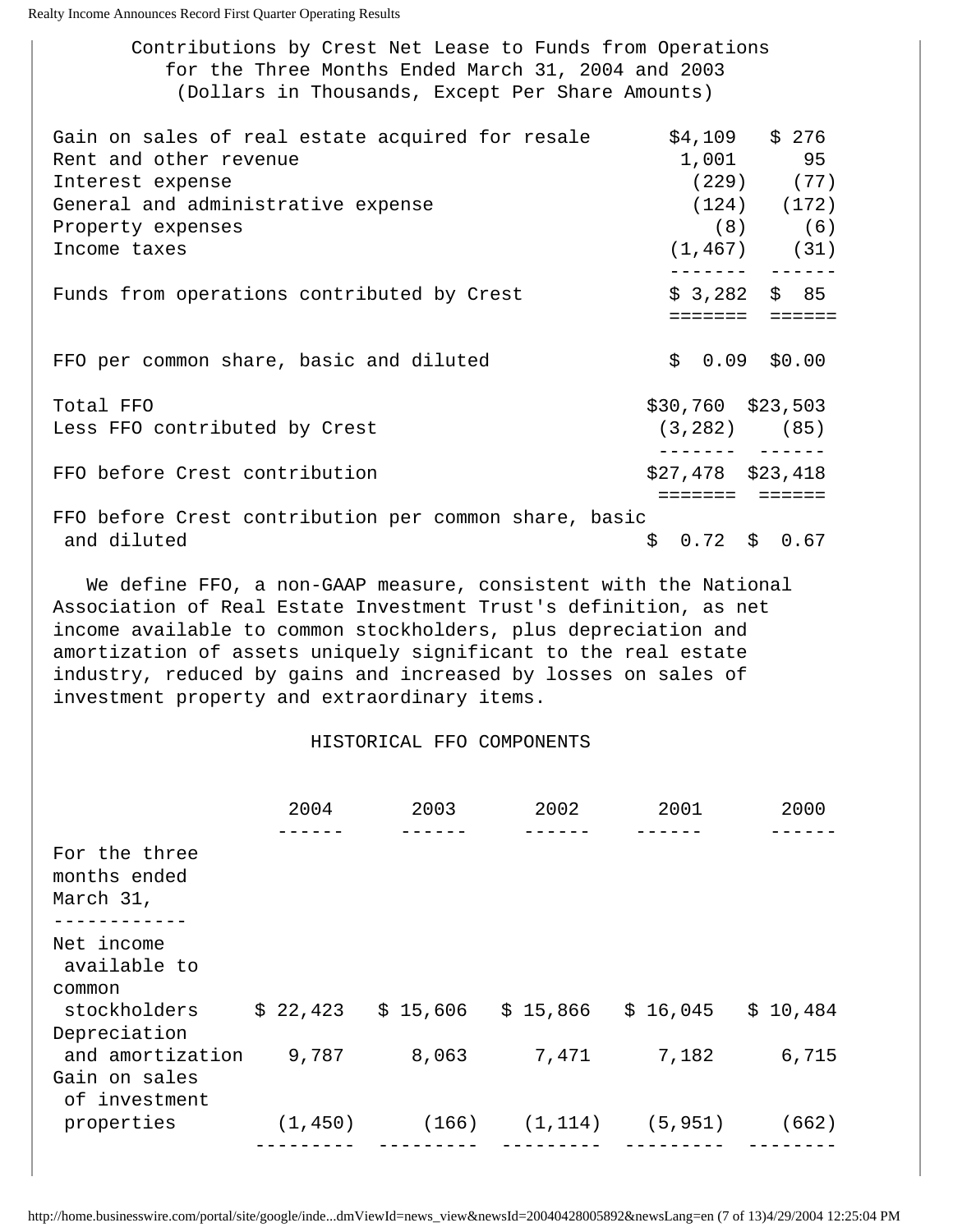### Contributions by Crest Net Lease to Funds from Operations for the Three Months Ended March 31, 2004 and 2003 (Dollars in Thousands, Except Per Share Amounts)

| | 2004 | 2003 |
|---|---|---|
| Gain on sales of real estate acquired for resale | $4,109 | $ 276 |
| Rent and other revenue | 1,001 | 95 |
| Interest expense | (229) | (77) |
| General and administrative expense | (124) | (172) |
| Property expenses | (8) | (6) |
| Income taxes | (1,467) | (31) |
| Funds from operations contributed by Crest | $ 3,282 | $ 85 |
| FFO per common share, basic and diluted | $ 0.09 | $0.00 |
| Total FFO | $30,760 | $23,503 |
| Less FFO contributed by Crest | (3,282) | (85) |
| FFO before Crest contribution | $27,478 | $23,418 |
| FFO before Crest contribution per common share, basic and diluted | $ 0.72 | $ 0.67 |

We define FFO, a non-GAAP measure, consistent with the National Association of Real Estate Investment Trust's definition, as net income available to common stockholders, plus depreciation and amortization of assets uniquely significant to the real estate industry, reduced by gains and increased by losses on sales of investment property and extraordinary items.

### HISTORICAL FFO COMPONENTS

| For the three months ended March 31, | 2004 | 2003 | 2002 | 2001 | 2000 |
|---|---|---|---|---|---|
| Net income available to common stockholders | $ 22,423 | $ 15,606 | $ 15,866 | $ 16,045 | $ 10,484 |
| Depreciation and amortization | 9,787 | 8,063 | 7,471 | 7,182 | 6,715 |
| Gain on sales of investment properties | (1,450) | (166) | (1,114) | (5,951) | (662) |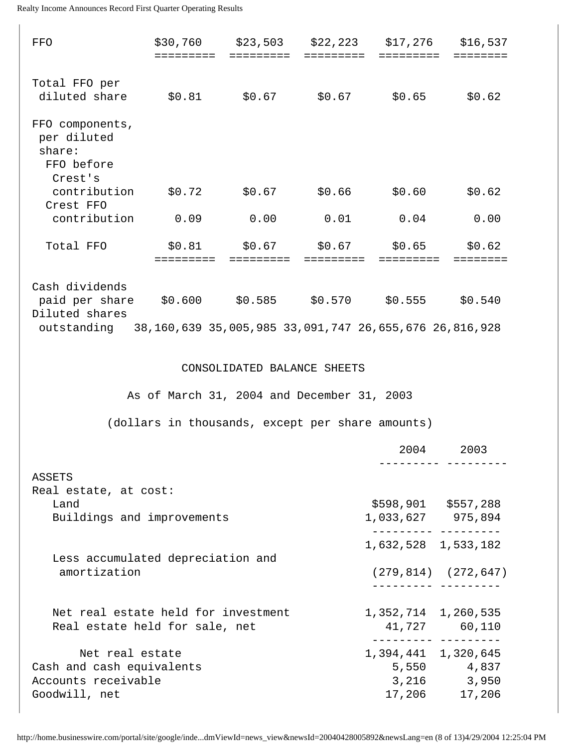| | | | | | |
|---|---|---|---|---|---|
| FFO | $30,760 | $23,503 | $22,223 | $17,276 | $16,537 |
| Total FFO per diluted share | $0.81 | $0.67 | $0.67 | $0.65 | $0.62 |
| FFO components, per diluted share: | | | | | |
| FFO before Crest's contribution | $0.72 | $0.67 | $0.66 | $0.60 | $0.62 |
| Crest FFO contribution | 0.09 | 0.00 | 0.01 | 0.04 | 0.00 |
| Total FFO | $0.81 | $0.67 | $0.67 | $0.65 | $0.62 |
| Cash dividends paid per share | $0.600 | $0.585 | $0.570 | $0.555 | $0.540 |
| Diluted shares outstanding | 38,160,639 | 35,005,985 | 33,091,747 | 26,655,676 | 26,816,928 |

## CONSOLIDATED BALANCE SHEETS

As of March 31, 2004 and December 31, 2003

(dollars in thousands, except per share amounts)

| | 2004 | 2003 |
|---|---|---|
| **ASSETS** | | |
| Real estate, at cost: | | |
| Land | $598,901 | $557,288 |
| Buildings and improvements | 1,033,627 | 975,894 |
| | 1,632,528 | 1,533,182 |
| Less accumulated depreciation and amortization | (279,814) | (272,647) |
| Net real estate held for investment | 1,352,714 | 1,260,535 |
| Real estate held for sale, net | 41,727 | 60,110 |
| Net real estate | 1,394,441 | 1,320,645 |
| Cash and cash equivalents | 5,550 | 4,837 |
| Accounts receivable | 3,216 | 3,950 |
| Goodwill, net | 17,206 | 17,206 |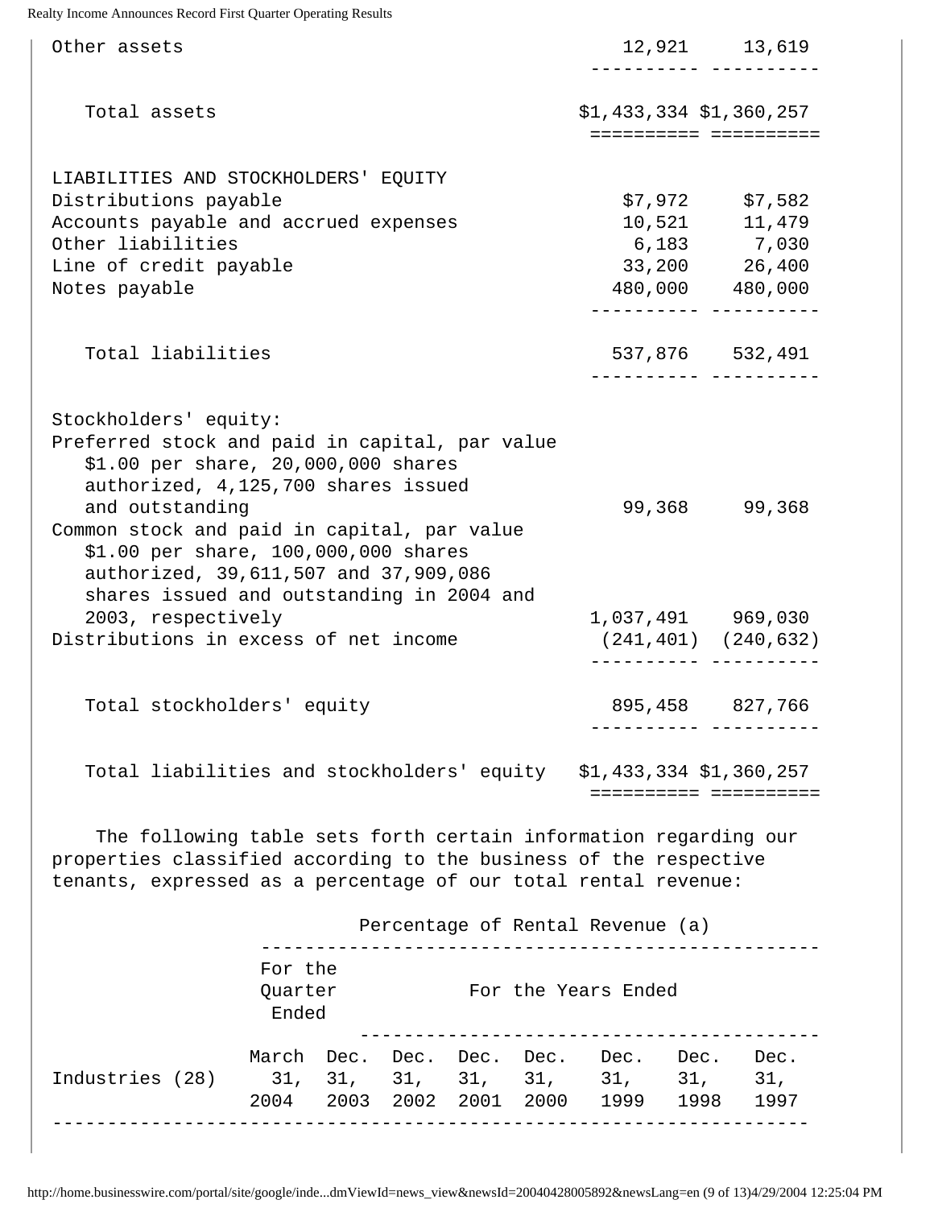| | | |
|---|---|---|
| Other assets | 12,921 | 13,619 |
| Total assets | $1,433,334 | $1,360,257 |
| **LIABILITIES AND STOCKHOLDERS' EQUITY** | | |
| Distributions payable | $7,972 | $7,582 |
| Accounts payable and accrued expenses | 10,521 | 11,479 |
| Other liabilities | 6,183 | 7,030 |
| Line of credit payable | 33,200 | 26,400 |
| Notes payable | 480,000 | 480,000 |
| Total liabilities | 537,876 | 532,491 |
| Stockholders' equity: | | |
| Preferred stock and paid in capital, par value $1.00 per share, 20,000,000 shares authorized, 4,125,700 shares issued and outstanding | 99,368 | 99,368 |
| Common stock and paid in capital, par value $1.00 per share, 100,000,000 shares authorized, 39,611,507 and 37,909,086 shares issued and outstanding in 2004 and 2003, respectively | 1,037,491 | 969,030 |
| Distributions in excess of net income | (241,401) | (240,632) |
| Total stockholders' equity | 895,458 | 827,766 |
| Total liabilities and stockholders' equity | $1,433,334 | $1,360,257 |

The following table sets forth certain information regarding our properties classified according to the business of the respective tenants, expressed as a percentage of our total rental revenue:

| | Percentage of Rental Revenue (a) | | | | | | | |
|---|---|---|---|---|---|---|---|---|
| | For the Quarter Ended | For the Years Ended | | | | | | |
| Industries (28) | March 31, 2004 | Dec. 31, 2003 | Dec. 31, 2002 | Dec. 31, 2001 | Dec. 31, 2000 | Dec. 31, 1999 | Dec. 31, 1998 | Dec. 31, 1997 |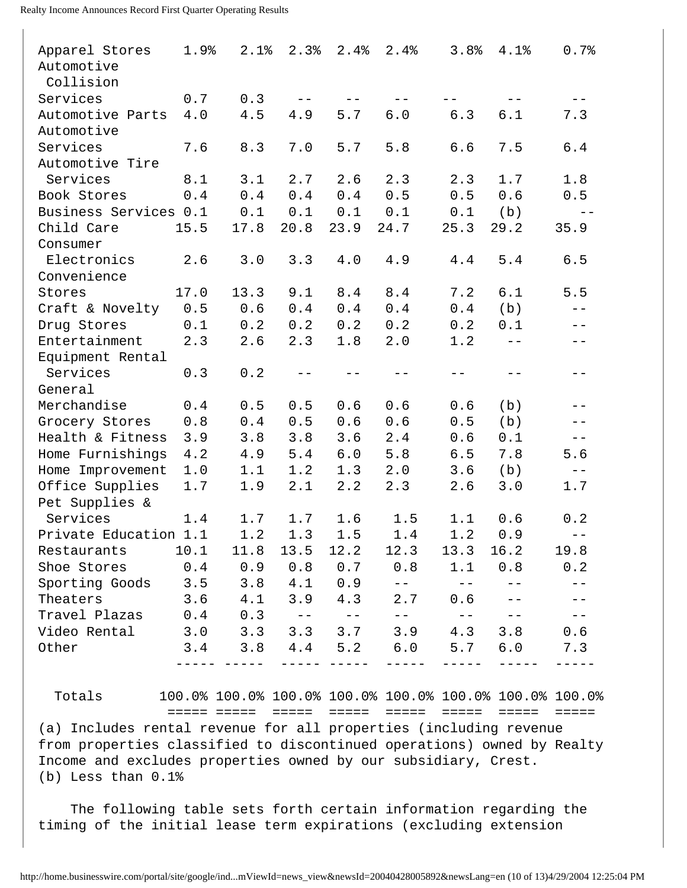| | | | | | | | | |
|---|---|---|---|---|---|---|---|---|
| Apparel Stores | 1.9% | 2.1% | 2.3% | 2.4% | 2.4% | 3.8% | 4.1% | 0.7% |
| Automotive Collision Services | 0.7 | 0.3 | -- | -- | -- | -- | -- | -- |
| Automotive Parts | 4.0 | 4.5 | 4.9 | 5.7 | 6.0 | 6.3 | 6.1 | 7.3 |
| Automotive Services | 7.6 | 8.3 | 7.0 | 5.7 | 5.8 | 6.6 | 7.5 | 6.4 |
| Automotive Tire Services | 8.1 | 3.1 | 2.7 | 2.6 | 2.3 | 2.3 | 1.7 | 1.8 |
| Book Stores | 0.4 | 0.4 | 0.4 | 0.4 | 0.5 | 0.5 | 0.6 | 0.5 |
| Business Services | 0.1 | 0.1 | 0.1 | 0.1 | 0.1 | 0.1 | (b) | -- |
| Child Care | 15.5 | 17.8 | 20.8 | 23.9 | 24.7 | 25.3 | 29.2 | 35.9 |
| Consumer Electronics | 2.6 | 3.0 | 3.3 | 4.0 | 4.9 | 4.4 | 5.4 | 6.5 |
| Convenience Stores | 17.0 | 13.3 | 9.1 | 8.4 | 8.4 | 7.2 | 6.1 | 5.5 |
| Craft & Novelty | 0.5 | 0.6 | 0.4 | 0.4 | 0.4 | 0.4 | (b) | -- |
| Drug Stores | 0.1 | 0.2 | 0.2 | 0.2 | 0.2 | 0.2 | 0.1 | -- |
| Entertainment | 2.3 | 2.6 | 2.3 | 1.8 | 2.0 | 1.2 | -- | -- |
| Equipment Rental Services | 0.3 | 0.2 | -- | -- | -- | -- | -- | -- |
| General Merchandise | 0.4 | 0.5 | 0.5 | 0.6 | 0.6 | 0.6 | (b) | -- |
| Grocery Stores | 0.8 | 0.4 | 0.5 | 0.6 | 0.6 | 0.5 | (b) | -- |
| Health & Fitness | 3.9 | 3.8 | 3.8 | 3.6 | 2.4 | 0.6 | 0.1 | -- |
| Home Furnishings | 4.2 | 4.9 | 5.4 | 6.0 | 5.8 | 6.5 | 7.8 | 5.6 |
| Home Improvement | 1.0 | 1.1 | 1.2 | 1.3 | 2.0 | 3.6 | (b) | -- |
| Office Supplies | 1.7 | 1.9 | 2.1 | 2.2 | 2.3 | 2.6 | 3.0 | 1.7 |
| Pet Supplies & Services | 1.4 | 1.7 | 1.7 | 1.6 | 1.5 | 1.1 | 0.6 | 0.2 |
| Private Education | 1.1 | 1.2 | 1.3 | 1.5 | 1.4 | 1.2 | 0.9 | -- |
| Restaurants | 10.1 | 11.8 | 13.5 | 12.2 | 12.3 | 13.3 | 16.2 | 19.8 |
| Shoe Stores | 0.4 | 0.9 | 0.8 | 0.7 | 0.8 | 1.1 | 0.8 | 0.2 |
| Sporting Goods | 3.5 | 3.8 | 4.1 | 0.9 | -- | -- | -- | -- |
| Theaters | 3.6 | 4.1 | 3.9 | 4.3 | 2.7 | 0.6 | -- | -- |
| Travel Plazas | 0.4 | 0.3 | -- | -- | -- | -- | -- | -- |
| Video Rental | 3.0 | 3.3 | 3.3 | 3.7 | 3.9 | 4.3 | 3.8 | 0.6 |
| Other | 3.4 | 3.8 | 4.4 | 5.2 | 6.0 | 5.7 | 6.0 | 7.3 |
| Totals | 100.0% | 100.0% | 100.0% | 100.0% | 100.0% | 100.0% | 100.0% | 100.0% |

(a) Includes rental revenue for all properties (including revenue from properties classified to discontinued operations) owned by Realty Income and excludes properties owned by our subsidiary, Crest.
(b) Less than 0.1%

The following table sets forth certain information regarding the timing of the initial lease term expirations (excluding extension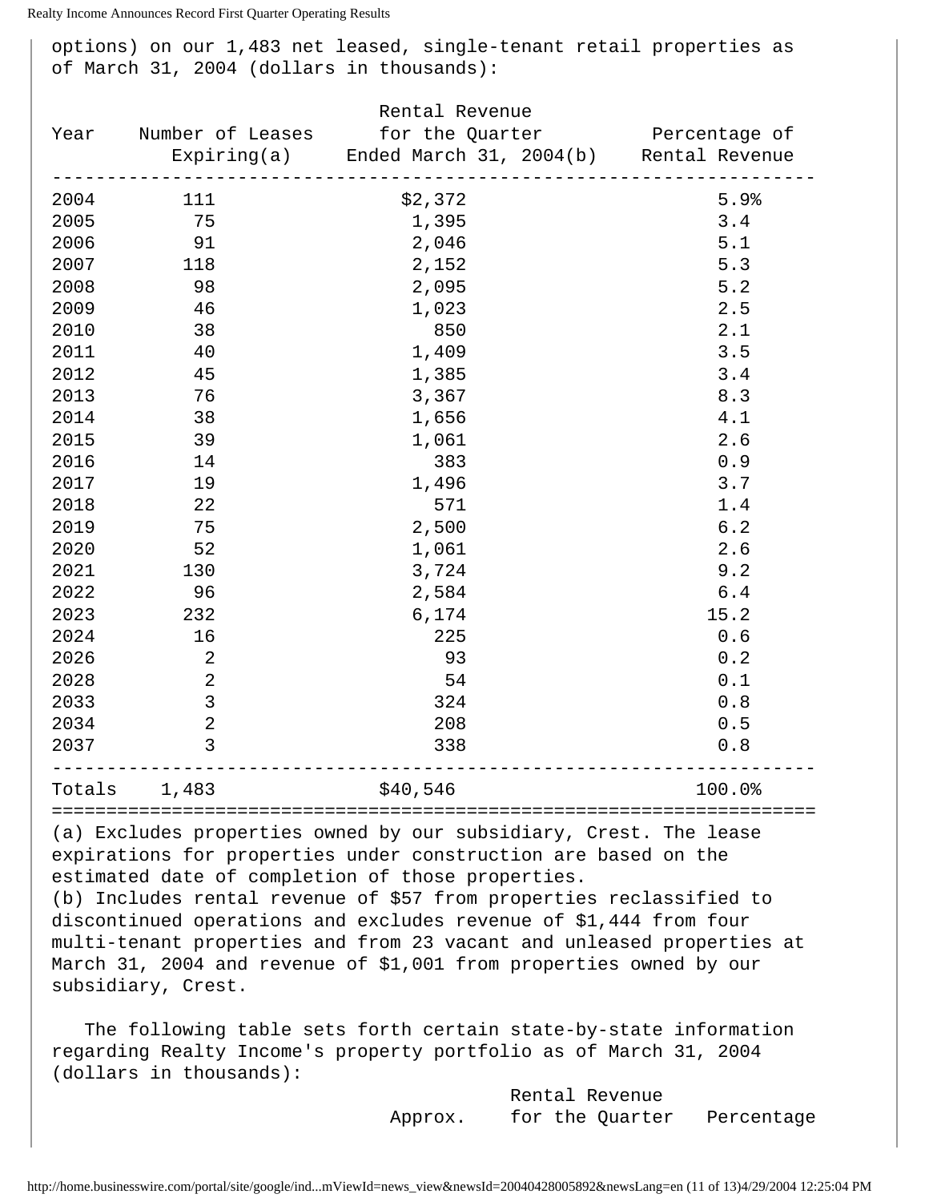options) on our 1,483 net leased, single-tenant retail properties as of March 31, 2004 (dollars in thousands):

| Year | Number of Leases Expiring(a) | Rental Revenue for the Quarter Ended March 31, 2004(b) | Percentage of Rental Revenue |
|---|---|---|---|
| 2004 | 111 | $2,372 | 5.9% |
| 2005 | 75 | 1,395 | 3.4 |
| 2006 | 91 | 2,046 | 5.1 |
| 2007 | 118 | 2,152 | 5.3 |
| 2008 | 98 | 2,095 | 5.2 |
| 2009 | 46 | 1,023 | 2.5 |
| 2010 | 38 | 850 | 2.1 |
| 2011 | 40 | 1,409 | 3.5 |
| 2012 | 45 | 1,385 | 3.4 |
| 2013 | 76 | 3,367 | 8.3 |
| 2014 | 38 | 1,656 | 4.1 |
| 2015 | 39 | 1,061 | 2.6 |
| 2016 | 14 | 383 | 0.9 |
| 2017 | 19 | 1,496 | 3.7 |
| 2018 | 22 | 571 | 1.4 |
| 2019 | 75 | 2,500 | 6.2 |
| 2020 | 52 | 1,061 | 2.6 |
| 2021 | 130 | 3,724 | 9.2 |
| 2022 | 96 | 2,584 | 6.4 |
| 2023 | 232 | 6,174 | 15.2 |
| 2024 | 16 | 225 | 0.6 |
| 2026 | 2 | 93 | 0.2 |
| 2028 | 2 | 54 | 0.1 |
| 2033 | 3 | 324 | 0.8 |
| 2034 | 2 | 208 | 0.5 |
| 2037 | 3 | 338 | 0.8 |
| Totals | 1,483 | $40,546 | 100.0% |

(a) Excludes properties owned by our subsidiary, Crest. The lease expirations for properties under construction are based on the estimated date of completion of those properties.
(b) Includes rental revenue of $57 from properties reclassified to discontinued operations and excludes revenue of $1,444 from four multi-tenant properties and from 23 vacant and unleased properties at March 31, 2004 and revenue of $1,001 from properties owned by our subsidiary, Crest.

The following table sets forth certain state-by-state information regarding Realty Income's property portfolio as of March 31, 2004 (dollars in thousands):

| | Approx. | Rental Revenue for the Quarter | Percentage |
|---|---|---|---|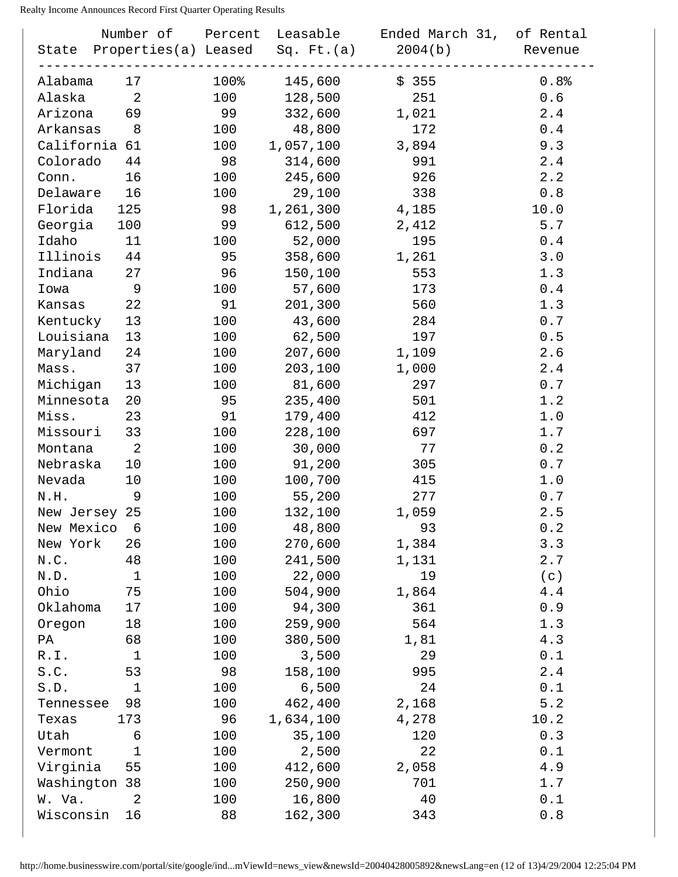| State | Number of Properties(a) | Percent Leased | Leasable Sq. Ft.(a) | Ended March 31, 2004(b) | of Rental Revenue |
|---|---|---|---|---|---|
| Alabama | 17 | 100% | 145,600 | $ 355 | 0.8% |
| Alaska | 2 | 100 | 128,500 | 251 | 0.6 |
| Arizona | 69 | 99 | 332,600 | 1,021 | 2.4 |
| Arkansas | 8 | 100 | 48,800 | 172 | 0.4 |
| California | 61 | 100 | 1,057,100 | 3,894 | 9.3 |
| Colorado | 44 | 98 | 314,600 | 991 | 2.4 |
| Conn. | 16 | 100 | 245,600 | 926 | 2.2 |
| Delaware | 16 | 100 | 29,100 | 338 | 0.8 |
| Florida | 125 | 98 | 1,261,300 | 4,185 | 10.0 |
| Georgia | 100 | 99 | 612,500 | 2,412 | 5.7 |
| Idaho | 11 | 100 | 52,000 | 195 | 0.4 |
| Illinois | 44 | 95 | 358,600 | 1,261 | 3.0 |
| Indiana | 27 | 96 | 150,100 | 553 | 1.3 |
| Iowa | 9 | 100 | 57,600 | 173 | 0.4 |
| Kansas | 22 | 91 | 201,300 | 560 | 1.3 |
| Kentucky | 13 | 100 | 43,600 | 284 | 0.7 |
| Louisiana | 13 | 100 | 62,500 | 197 | 0.5 |
| Maryland | 24 | 100 | 207,600 | 1,109 | 2.6 |
| Mass. | 37 | 100 | 203,100 | 1,000 | 2.4 |
| Michigan | 13 | 100 | 81,600 | 297 | 0.7 |
| Minnesota | 20 | 95 | 235,400 | 501 | 1.2 |
| Miss. | 23 | 91 | 179,400 | 412 | 1.0 |
| Missouri | 33 | 100 | 228,100 | 697 | 1.7 |
| Montana | 2 | 100 | 30,000 | 77 | 0.2 |
| Nebraska | 10 | 100 | 91,200 | 305 | 0.7 |
| Nevada | 10 | 100 | 100,700 | 415 | 1.0 |
| N.H. | 9 | 100 | 55,200 | 277 | 0.7 |
| New Jersey | 25 | 100 | 132,100 | 1,059 | 2.5 |
| New Mexico | 6 | 100 | 48,800 | 93 | 0.2 |
| New York | 26 | 100 | 270,600 | 1,384 | 3.3 |
| N.C. | 48 | 100 | 241,500 | 1,131 | 2.7 |
| N.D. | 1 | 100 | 22,000 | 19 | (c) |
| Ohio | 75 | 100 | 504,900 | 1,864 | 4.4 |
| Oklahoma | 17 | 100 | 94,300 | 361 | 0.9 |
| Oregon | 18 | 100 | 259,900 | 564 | 1.3 |
| PA | 68 | 100 | 380,500 | 1,81 | 4.3 |
| R.I. | 1 | 100 | 3,500 | 29 | 0.1 |
| S.C. | 53 | 98 | 158,100 | 995 | 2.4 |
| S.D. | 1 | 100 | 6,500 | 24 | 0.1 |
| Tennessee | 98 | 100 | 462,400 | 2,168 | 5.2 |
| Texas | 173 | 96 | 1,634,100 | 4,278 | 10.2 |
| Utah | 6 | 100 | 35,100 | 120 | 0.3 |
| Vermont | 1 | 100 | 2,500 | 22 | 0.1 |
| Virginia | 55 | 100 | 412,600 | 2,058 | 4.9 |
| Washington | 38 | 100 | 250,900 | 701 | 1.7 |
| W. Va. | 2 | 100 | 16,800 | 40 | 0.1 |
| Wisconsin | 16 | 88 | 162,300 | 343 | 0.8 |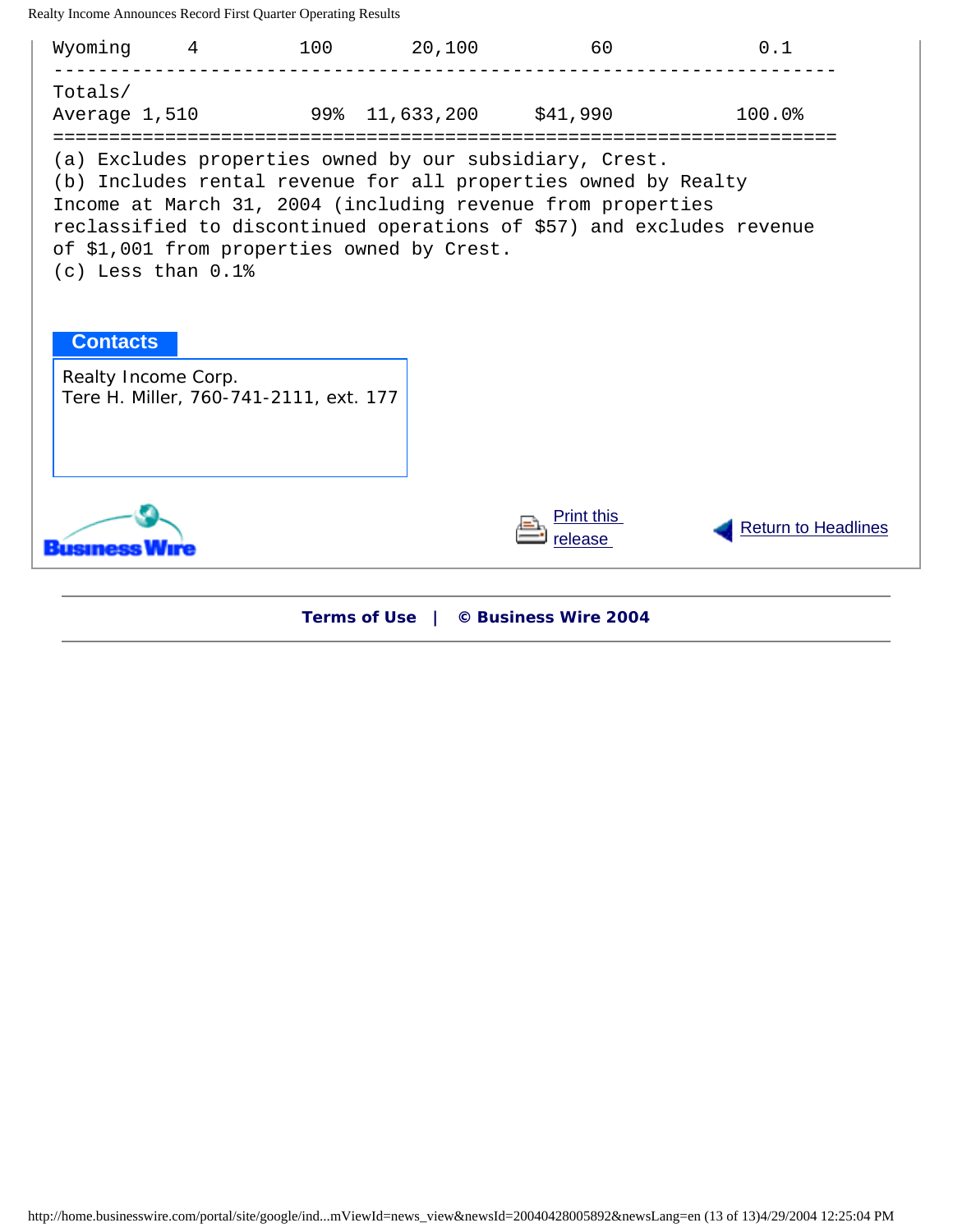| | | | | | |
|---|---|---|---|---|---|
| Wyoming | 4 | 100 | 20,100 | 60 | 0.1 |
| Totals/ Average | 1,510 | 99% | 11,633,200 | $41,990 | 100.0% |

(a) Excludes properties owned by our subsidiary, Crest.
(b) Includes rental revenue for all properties owned by Realty Income at March 31, 2004 (including revenue from properties reclassified to discontinued operations of $57) and excludes revenue of $1,001 from properties owned by Crest.
(c) Less than 0.1%

## Contacts

Realty Income Corp.
Tere H. Miller, 760-741-2111, ext. 177

Print this release

Return to Headlines

Terms of Use | © Business Wire 2004